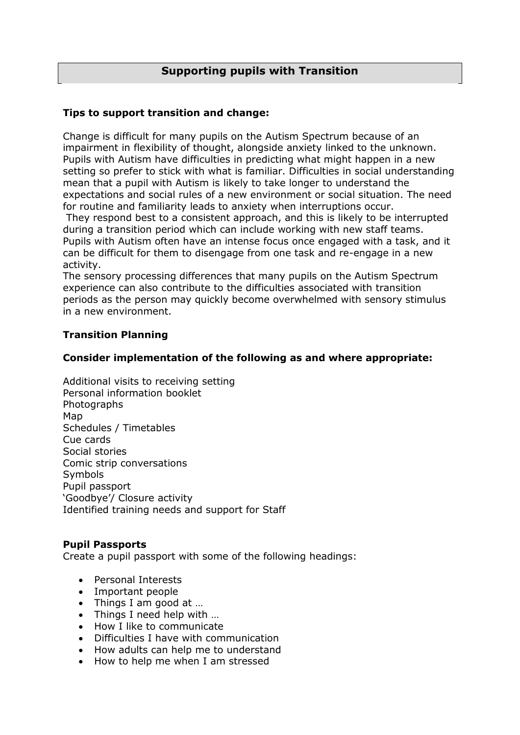# Supporting pupils with Transition

**Tips to support transition and change:**

Change is difficult for many pupils on the Autism Spectrum because of an impairment in flexibility of thought, alongside anxiety linked to the unknown. Pupils with Autism have difficulties in predicting what might happen in a new setting so prefer to stick with what is familiar. Difficulties in social understanding mean that a pupil with Autism is likely to take longer to understand the expectations and social rules of a new environment or social situation. The need for routine and familiarity leads to anxiety when interruptions occur.
They respond best to a consistent approach, and this is likely to be interrupted during a transition period which can include working with new staff teams. Pupils with Autism often have an intense focus once engaged with a task, and it can be difficult for them to disengage from one task and re-engage in a new activity.
The sensory processing differences that many pupils on the Autism Spectrum experience can also contribute to the difficulties associated with transition periods as the person may quickly become overwhelmed with sensory stimulus in a new environment.

**Transition Planning**

**Consider implementation of the following as and where appropriate:**

Additional visits to receiving setting
Personal information booklet
Photographs
Map
Schedules / Timetables
Cue cards
Social stories
Comic strip conversations
Symbols
Pupil passport
'Goodbye'/ Closure activity
Identified training needs and support for Staff

**Pupil Passports**
Create a pupil passport with some of the following headings:

- Personal Interests
- Important people
- Things I am good at …
- Things I need help with …
- How I like to communicate
- Difficulties I have with communication
- How adults can help me to understand
- How to help me when I am stressed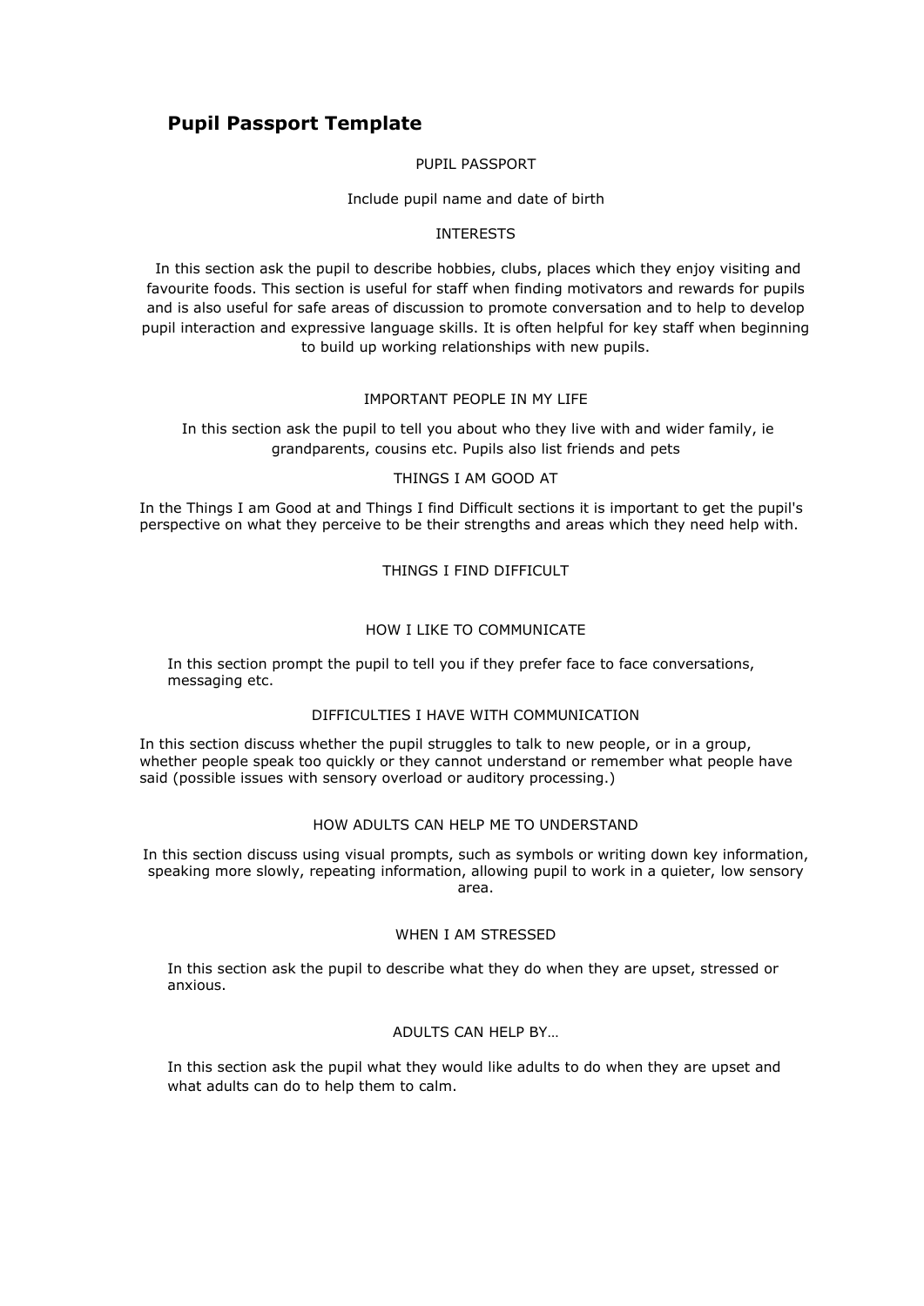## Pupil Passport Template

PUPIL PASSPORT

Include pupil name and date of birth

INTERESTS

In this section ask the pupil to describe hobbies, clubs, places which they enjoy visiting and favourite foods. This section is useful for staff when finding motivators and rewards for pupils and is also useful for safe areas of discussion to promote conversation and to help to develop pupil interaction and expressive language skills. It is often helpful for key staff when beginning to build up working relationships with new pupils.

IMPORTANT PEOPLE IN MY LIFE

In this section ask the pupil to tell you about who they live with and wider family, ie grandparents, cousins etc. Pupils also list friends and pets

THINGS I AM GOOD AT

In the Things I am Good at and Things I find Difficult sections it is important to get the pupil's perspective on what they perceive to be their strengths and areas which they need help with.

THINGS I FIND DIFFICULT

HOW I LIKE TO COMMUNICATE

In this section prompt the pupil to tell you if they prefer face to face conversations, messaging etc.

DIFFICULTIES I HAVE WITH COMMUNICATION

In this section discuss whether the pupil struggles to talk to new people, or in a group, whether people speak too quickly or they cannot understand or remember what people have said (possible issues with sensory overload or auditory processing.)

HOW ADULTS CAN HELP ME TO UNDERSTAND

In this section discuss using visual prompts, such as symbols or writing down key information, speaking more slowly, repeating information, allowing pupil to work in a quieter, low sensory area.

WHEN I AM STRESSED

In this section ask the pupil to describe what they do when they are upset, stressed or anxious.

ADULTS CAN HELP BY…

In this section ask the pupil what they would like adults to do when they are upset and what adults can do to help them to calm.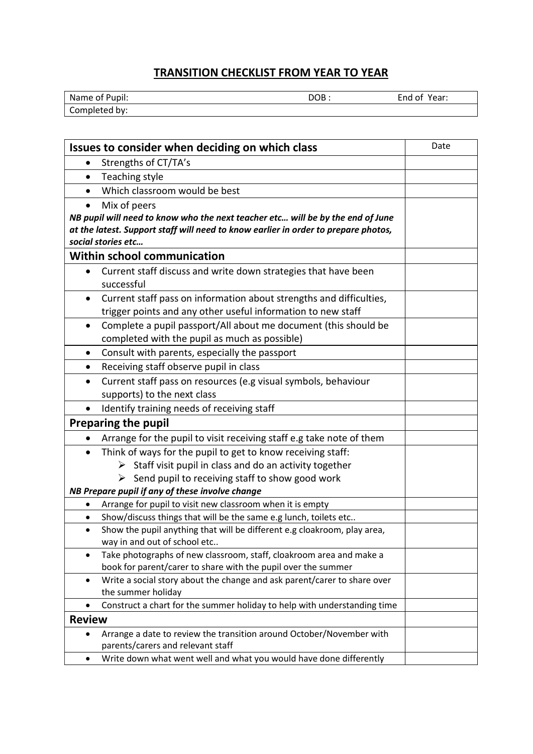# TRANSITION CHECKLIST FROM YEAR TO YEAR

| Name of Pupil: | DOB : | End of Year: |
|---|---|---|
| Completed by: | | |

| Issues to consider when deciding on which class | Date |
|---|---|
| • Strengths of CT/TA's | |
| • Teaching style | |
| • Which classroom would be best | |
| • Mix of peers<br>***NB pupil will need to know who the next teacher etc… will be by the end of June at the latest. Support staff will need to know earlier in order to prepare photos, social stories etc…*** | |
| **Within school communication** | |
| • Current staff discuss and write down strategies that have been successful | |
| • Current staff pass on information about strengths and difficulties, trigger points and any other useful information to new staff | |
| • Complete a pupil passport/All about me document (this should be completed with the pupil as much as possible) | |
| • Consult with parents, especially the passport | |
| • Receiving staff observe pupil in class | |
| • Current staff pass on resources (e.g visual symbols, behaviour supports) to the next class | |
| • Identify training needs of receiving staff | |
| **Preparing the pupil** | |
| • Arrange for the pupil to visit receiving staff e.g take note of them | |
| • Think of ways for the pupil to get to know receiving staff:<br>➢ Staff visit pupil in class and do an activity together<br>➢ Send pupil to receiving staff to show good work<br>***NB Prepare pupil if any of these involve change*** | |
| • Arrange for pupil to visit new classroom when it is empty | |
| • Show/discuss things that will be the same e.g lunch, toilets etc.. | |
| • Show the pupil anything that will be different e.g cloakroom, play area, way in and out of school etc.. | |
| • Take photographs of new classroom, staff, cloakroom area and make a book for parent/carer to share with the pupil over the summer | |
| • Write a social story about the change and ask parent/carer to share over the summer holiday | |
| • Construct a chart for the summer holiday to help with understanding time | |
| **Review** | |
| • Arrange a date to review the transition around October/November with parents/carers and relevant staff | |
| • Write down what went well and what you would have done differently | |